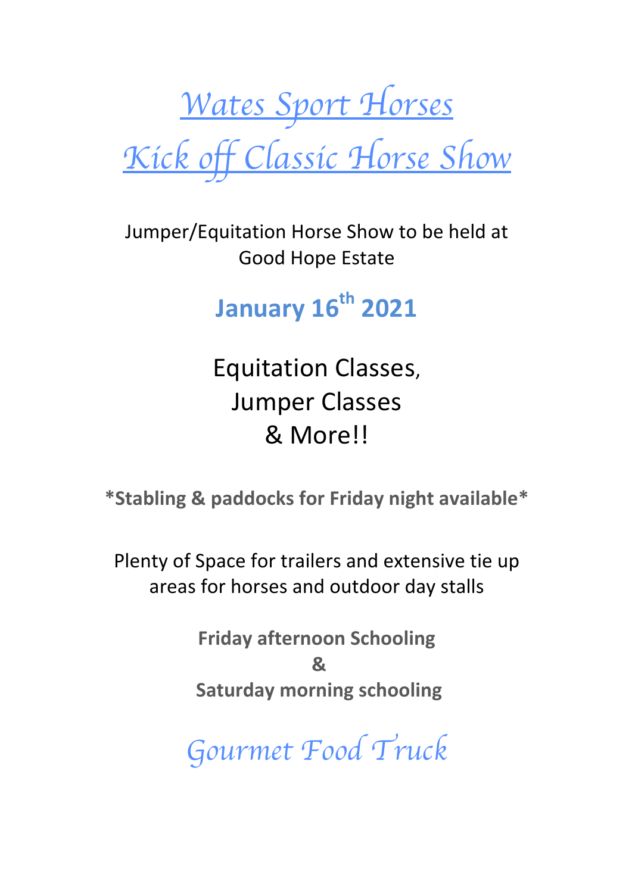# *Wates Sport Horses*
# *Kick off Classic Horse Show*

Jumper/Equitation Horse Show to be held at Good Hope Estate

## January 16th 2021

Equitation Classes,
Jumper Classes
& More!!

**\*Stabling & paddocks for Friday night available\***

Plenty of Space for trailers and extensive tie up areas for horses and outdoor day stalls

**Friday afternoon Schooling**
**&**
**Saturday morning schooling**

*Gourmet Food Truck*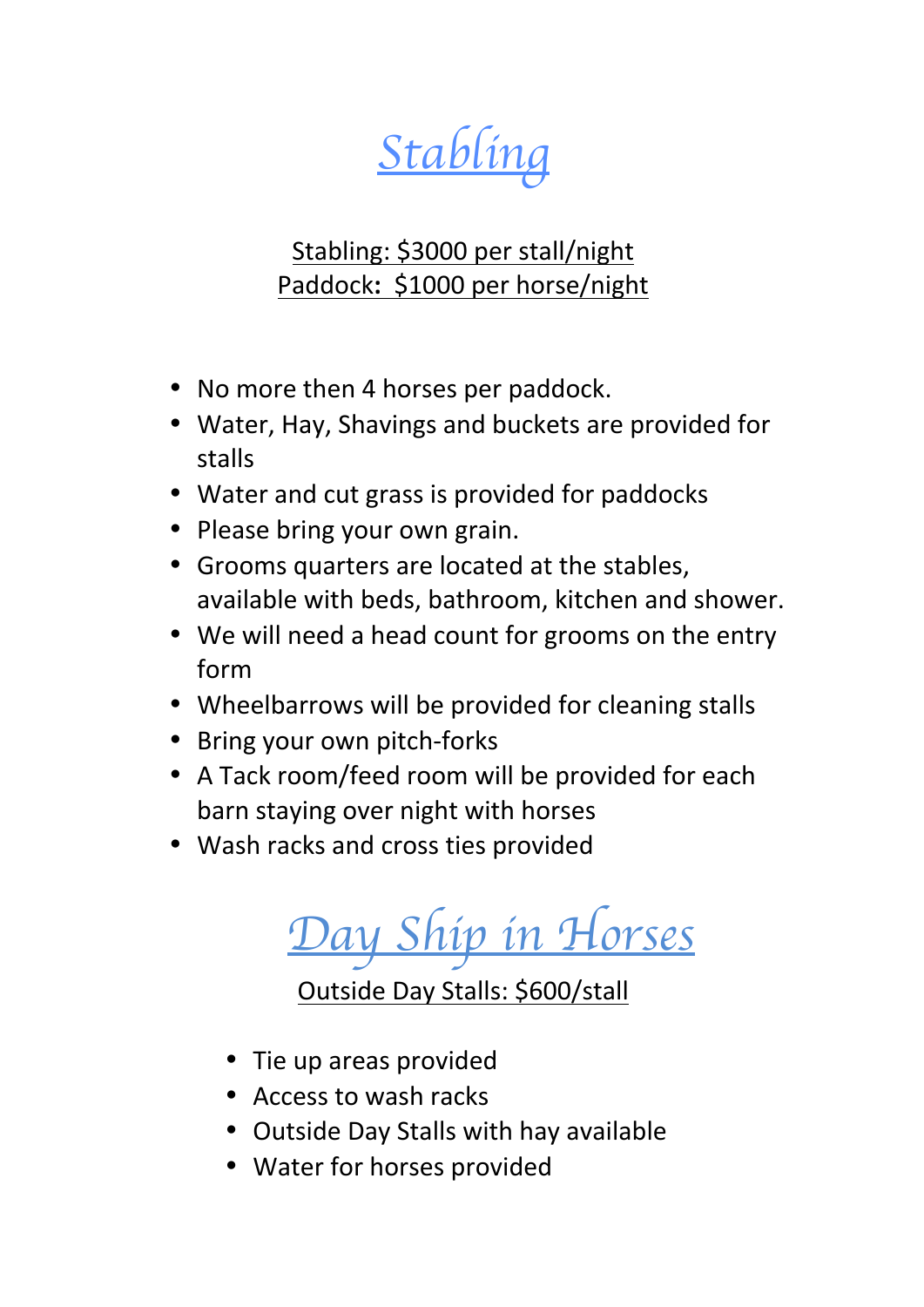# Stabling

Stabling: $3000 per stall/night
Paddock: $1000 per horse/night

- No more then 4 horses per paddock.
- Water, Hay, Shavings and buckets are provided for stalls
- Water and cut grass is provided for paddocks
- Please bring your own grain.
- Grooms quarters are located at the stables, available with beds, bathroom, kitchen and shower.
- We will need a head count for grooms on the entry form
- Wheelbarrows will be provided for cleaning stalls
- Bring your own pitch-forks
- A Tack room/feed room will be provided for each barn staying over night with horses
- Wash racks and cross ties provided

# Day Ship in Horses

Outside Day Stalls: $600/stall

- Tie up areas provided
- Access to wash racks
- Outside Day Stalls with hay available
- Water for horses provided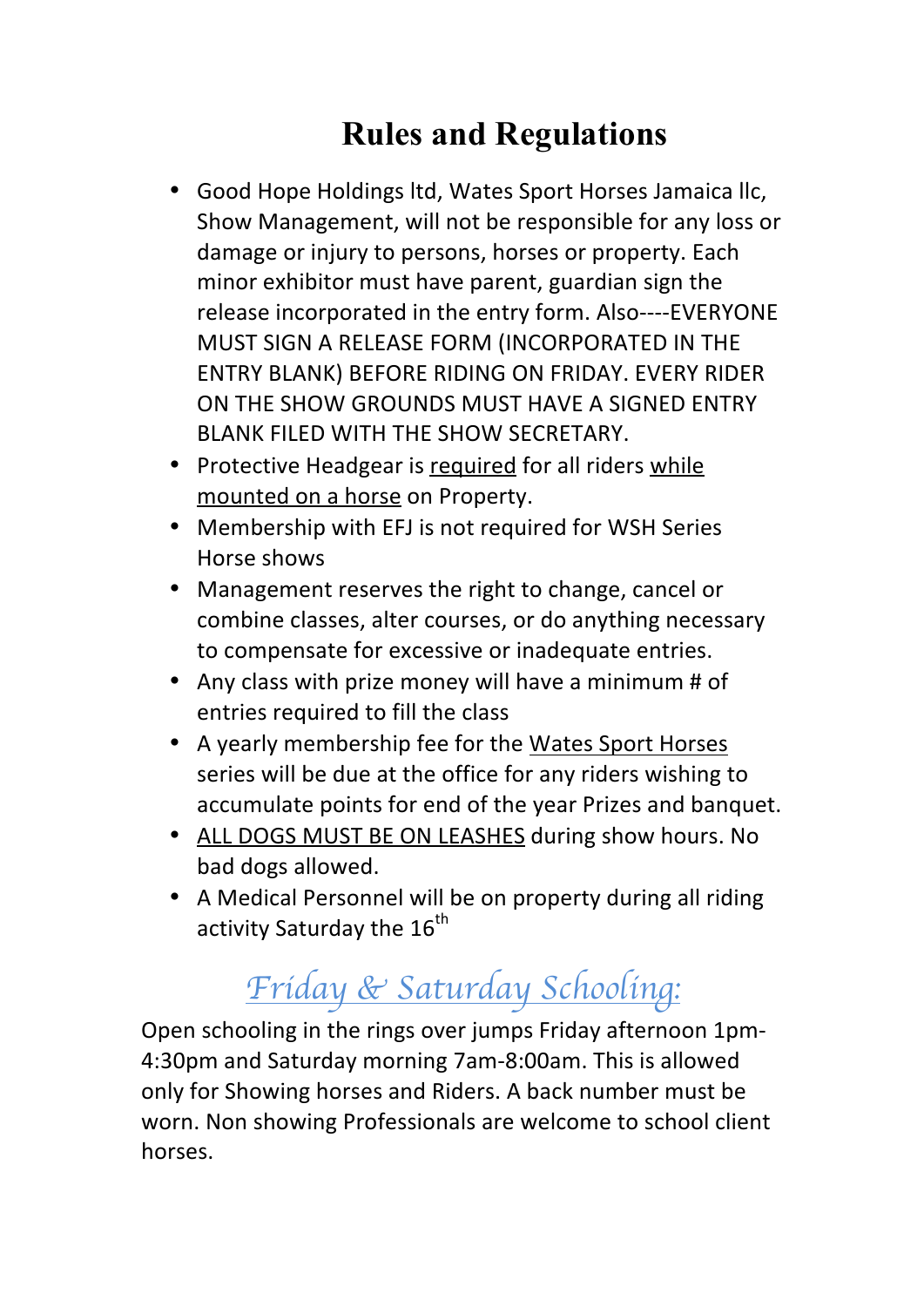# Rules and Regulations

- Good Hope Holdings ltd, Wates Sport Horses Jamaica llc, Show Management, will not be responsible for any loss or damage or injury to persons, horses or property. Each minor exhibitor must have parent, guardian sign the release incorporated in the entry form. Also----EVERYONE MUST SIGN A RELEASE FORM (INCORPORATED IN THE ENTRY BLANK) BEFORE RIDING ON FRIDAY. EVERY RIDER ON THE SHOW GROUNDS MUST HAVE A SIGNED ENTRY BLANK FILED WITH THE SHOW SECRETARY.
- Protective Headgear is <u>required</u> for all riders <u>while mounted on a horse</u> on Property.
- Membership with EFJ is not required for WSH Series Horse shows
- Management reserves the right to change, cancel or combine classes, alter courses, or do anything necessary to compensate for excessive or inadequate entries.
- Any class with prize money will have a minimum # of entries required to fill the class
- A yearly membership fee for the <u>Wates Sport Horses</u> series will be due at the office for any riders wishing to accumulate points for end of the year Prizes and banquet.
- <u>ALL DOGS MUST BE ON LEASHES</u> during show hours. No bad dogs allowed.
- A Medical Personnel will be on property during all riding activity Saturday the 16th

## *Friday & Saturday Schooling:*

Open schooling in the rings over jumps Friday afternoon 1pm-4:30pm and Saturday morning 7am-8:00am. This is allowed only for Showing horses and Riders. A back number must be worn. Non showing Professionals are welcome to school client horses.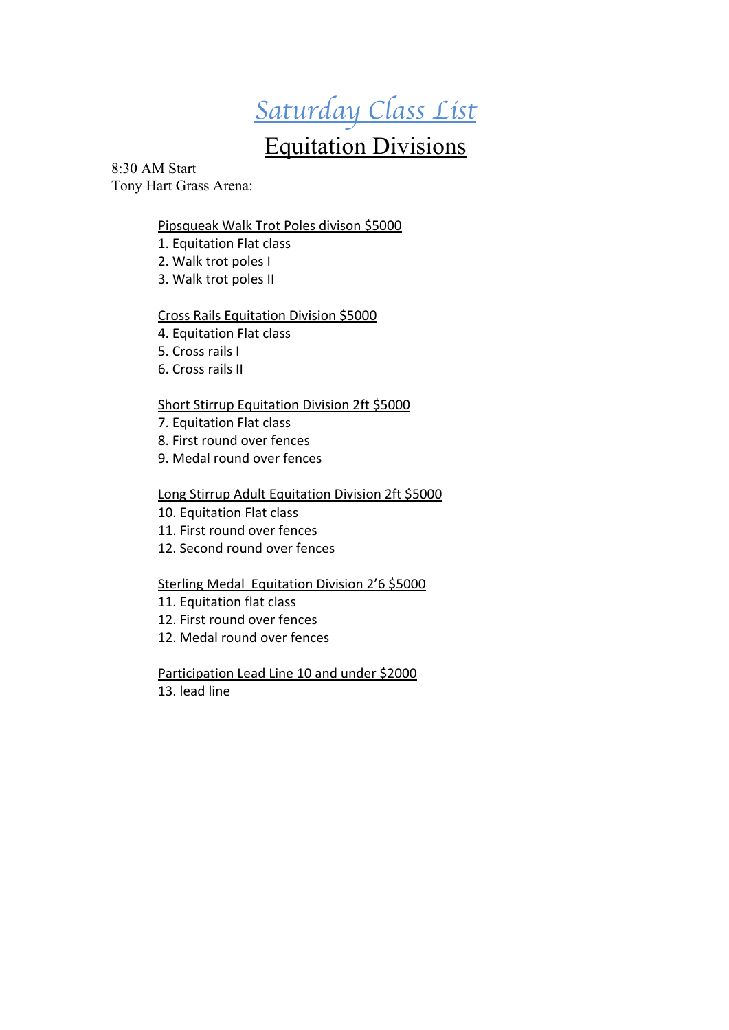# *Saturday Class List*

## Equitation Divisions

8:30 AM Start
Tony Hart Grass Arena:

Pipsqueak Walk Trot Poles divison $5000
1. Equitation Flat class
2. Walk trot poles I
3. Walk trot poles II

Cross Rails Equitation Division $5000
4. Equitation Flat class
5. Cross rails I
6. Cross rails II

Short Stirrup Equitation Division 2ft $5000
7. Equitation Flat class
8. First round over fences
9. Medal round over fences

Long Stirrup Adult Equitation Division 2ft $5000
10. Equitation Flat class
11. First round over fences
12. Second round over fences

Sterling Medal Equitation Division 2'6 $5000
11. Equitation flat class
12. First round over fences
12. Medal round over fences

Participation Lead Line 10 and under $2000
13. lead line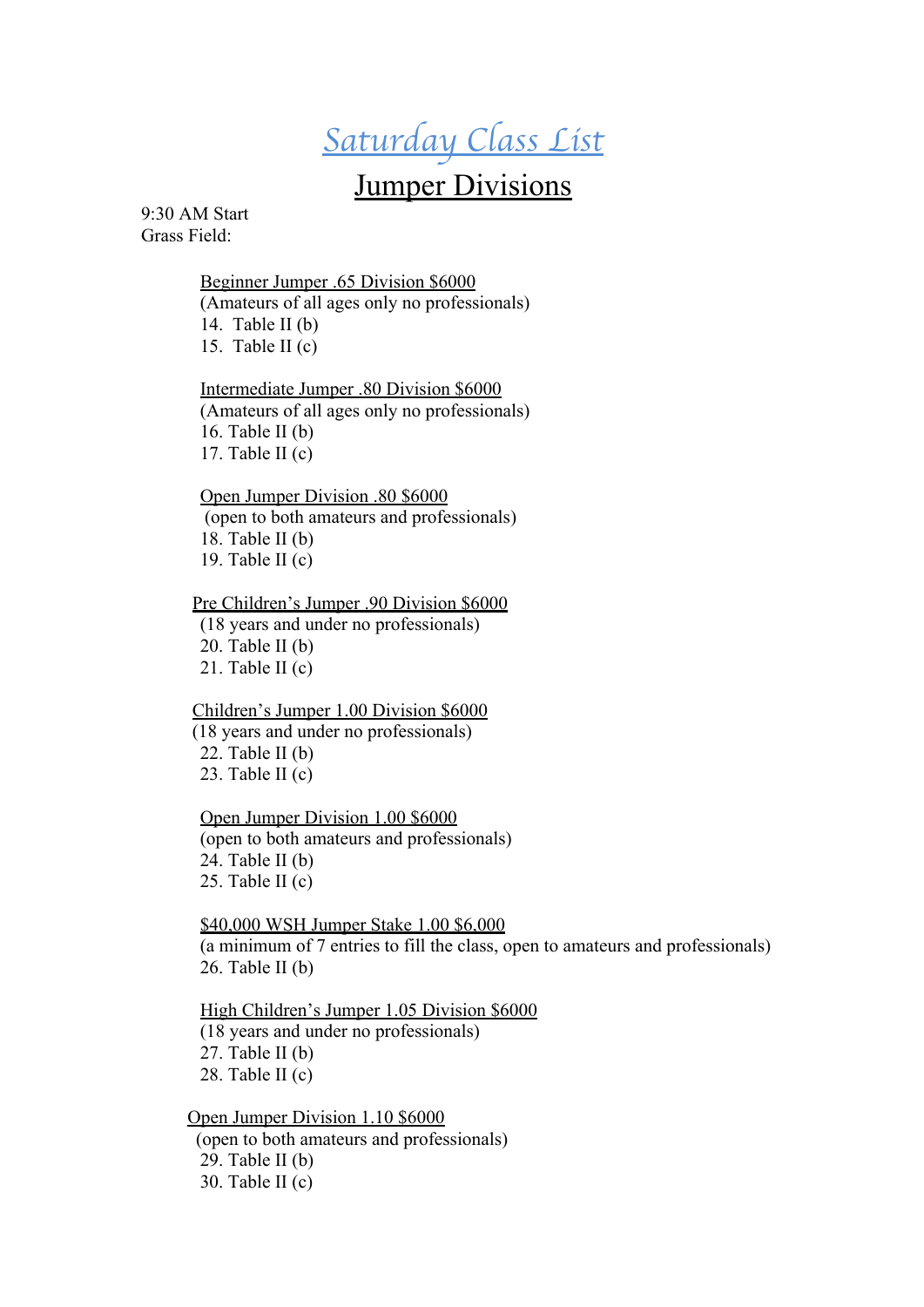# Saturday Class List

## Jumper Divisions

9:30 AM Start
Grass Field:

Beginner Jumper .65 Division $6000
(Amateurs of all ages only no professionals)
14. Table II (b)
15. Table II (c)

Intermediate Jumper .80 Division $6000
(Amateurs of all ages only no professionals)
16. Table II (b)
17. Table II (c)

Open Jumper Division .80 $6000
(open to both amateurs and professionals)
18. Table II (b)
19. Table II (c)

Pre Children's Jumper .90 Division $6000
(18 years and under no professionals)
20. Table II (b)
21. Table II (c)

Children's Jumper 1.00 Division $6000
(18 years and under no professionals)
22. Table II (b)
23. Table II (c)

Open Jumper Division 1.00 $6000
(open to both amateurs and professionals)
24. Table II (b)
25. Table II (c)

$40,000 WSH Jumper Stake 1.00 $6,000
(a minimum of 7 entries to fill the class, open to amateurs and professionals)
26. Table II (b)

High Children's Jumper 1.05 Division $6000
(18 years and under no professionals)
27. Table II (b)
28. Table II (c)

Open Jumper Division 1.10 $6000
(open to both amateurs and professionals)
29. Table II (b)
30. Table II (c)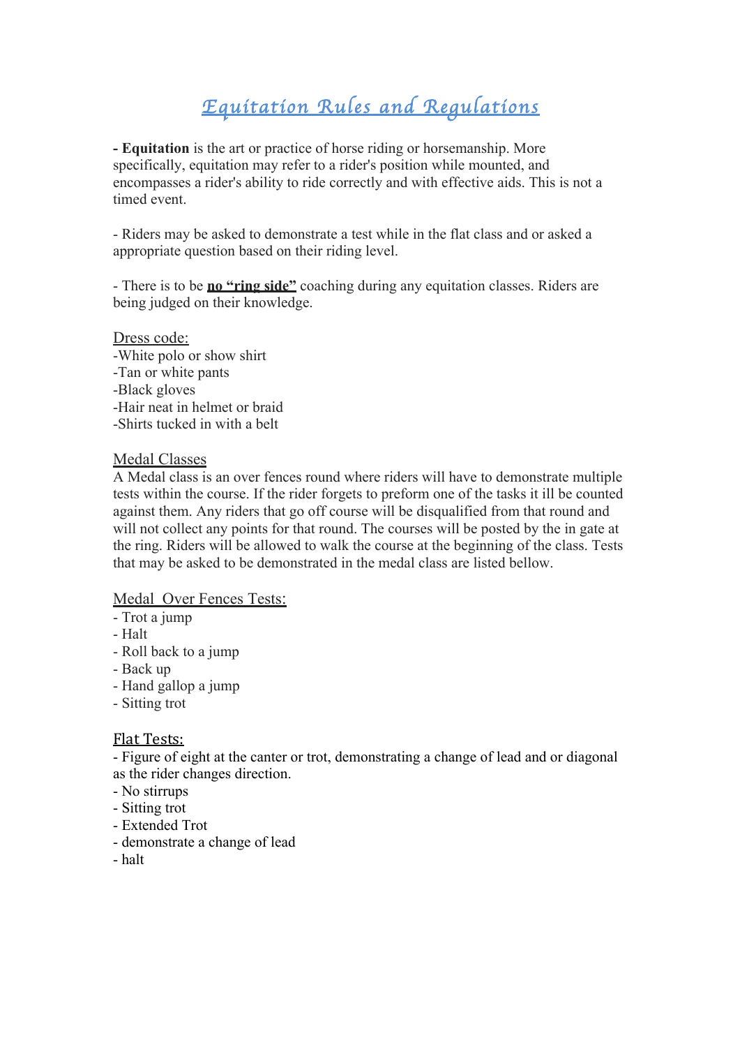# *Equitation Rules and Regulations*

**- Equitation** is the art or practice of horse riding or horsemanship. More specifically, equitation may refer to a rider's position while mounted, and encompasses a rider's ability to ride correctly and with effective aids. This is not a timed event.

- Riders may be asked to demonstrate a test while in the flat class and or asked a appropriate question based on their riding level.

- There is to be **no "ring side"** coaching during any equitation classes. Riders are being judged on their knowledge.

Dress code:

-White polo or show shirt
-Tan or white pants
-Black gloves
-Hair neat in helmet or braid
-Shirts tucked in with a belt

Medal Classes

A Medal class is an over fences round where riders will have to demonstrate multiple tests within the course. If the rider forgets to preform one of the tasks it ill be counted against them. Any riders that go off course will be disqualified from that round and will not collect any points for that round. The courses will be posted by the in gate at the ring. Riders will be allowed to walk the course at the beginning of the class. Tests that may be asked to be demonstrated in the medal class are listed bellow.

Medal Over Fences Tests:

- Trot a jump
- Halt
- Roll back to a jump
- Back up
- Hand gallop a jump
- Sitting trot

Flat Tests:

- Figure of eight at the canter or trot, demonstrating a change of lead and or diagonal as the rider changes direction.
- No stirrups
- Sitting trot
- Extended Trot
- demonstrate a change of lead
- halt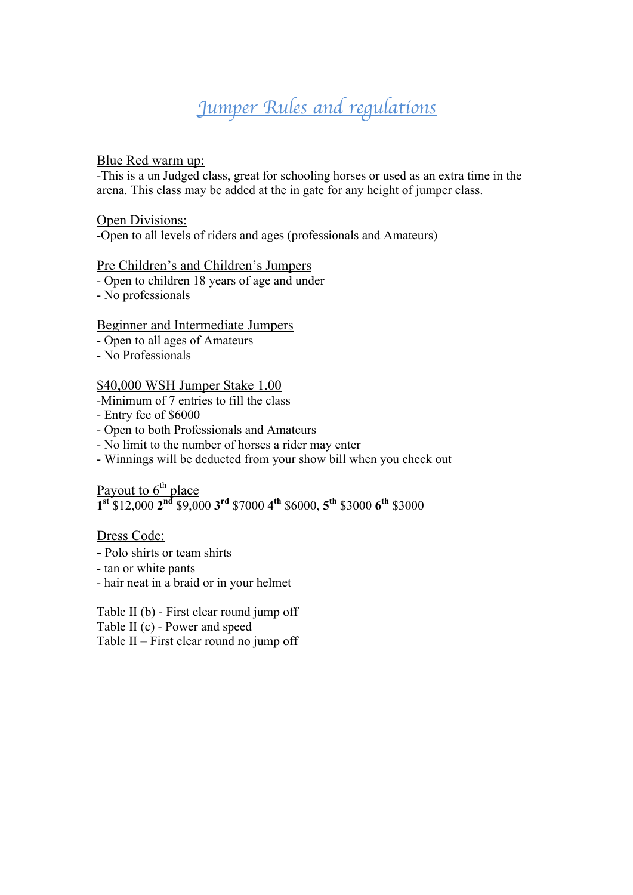# *Jumper Rules and regulations*

Blue Red warm up:

-This is a un Judged class, great for schooling horses or used as an extra time in the arena. This class may be added at the in gate for any height of jumper class.

Open Divisions:

-Open to all levels of riders and ages (professionals and Amateurs)

Pre Children's and Children's Jumpers

- Open to children 18 years of age and under
- No professionals

Beginner and Intermediate Jumpers

- Open to all ages of Amateurs
- No Professionals

$40,000 WSH Jumper Stake 1.00

-Minimum of 7 entries to fill the class
- Entry fee of $6000
- Open to both Professionals and Amateurs
- No limit to the number of horses a rider may enter
- Winnings will be deducted from your show bill when you check out

Payout to 6th place

**1st** $12,000 **2nd** $9,000 **3rd** $7000 **4th** $6000, **5th** $3000 **6th** $3000

Dress Code:

- Polo shirts or team shirts
- tan or white pants
- hair neat in a braid or in your helmet

Table II (b) - First clear round jump off
Table II (c) - Power and speed
Table II – First clear round no jump off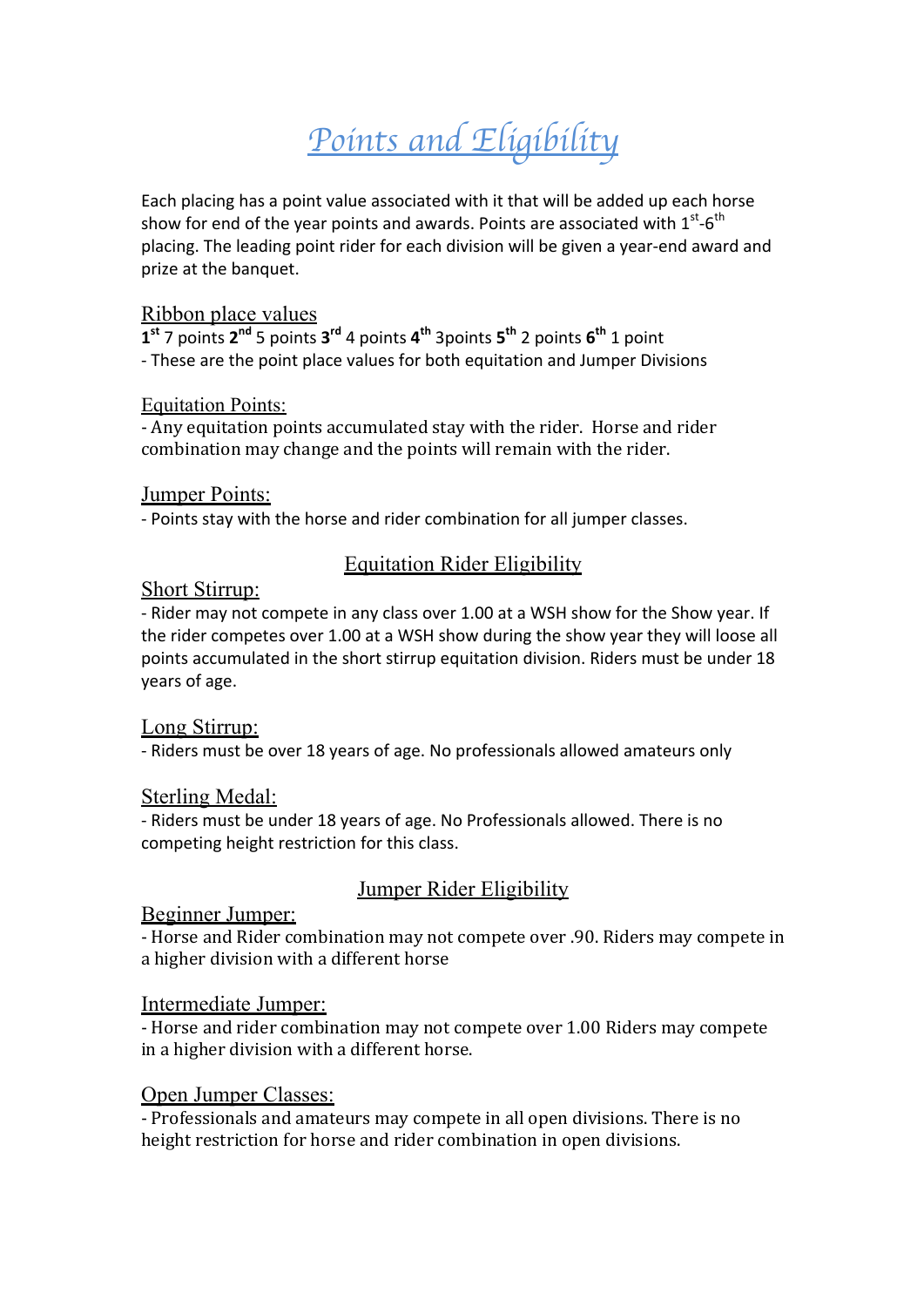# *Points and Eligibility*

Each placing has a point value associated with it that will be added up each horse show for end of the year points and awards. Points are associated with 1st-6th placing. The leading point rider for each division will be given a year-end award and prize at the banquet.

### Ribbon place values

**1st** 7 points **2nd** 5 points **3rd** 4 points **4th** 3points **5th** 2 points **6th** 1 point

- These are the point place values for both equitation and Jumper Divisions

### Equitation Points:

- Any equitation points accumulated stay with the rider. Horse and rider combination may change and the points will remain with the rider.

### Jumper Points:

- Points stay with the horse and rider combination for all jumper classes.

## Equitation Rider Eligibility

### Short Stirrup:

- Rider may not compete in any class over 1.00 at a WSH show for the Show year. If the rider competes over 1.00 at a WSH show during the show year they will loose all points accumulated in the short stirrup equitation division. Riders must be under 18 years of age.

### Long Stirrup:

- Riders must be over 18 years of age. No professionals allowed amateurs only

### Sterling Medal:

- Riders must be under 18 years of age. No Professionals allowed. There is no competing height restriction for this class.

## Jumper Rider Eligibility

### Beginner Jumper:

- Horse and Rider combination may not compete over .90. Riders may compete in a higher division with a different horse

### Intermediate Jumper:

- Horse and rider combination may not compete over 1.00 Riders may compete in a higher division with a different horse.

### Open Jumper Classes:

- Professionals and amateurs may compete in all open divisions. There is no height restriction for horse and rider combination in open divisions.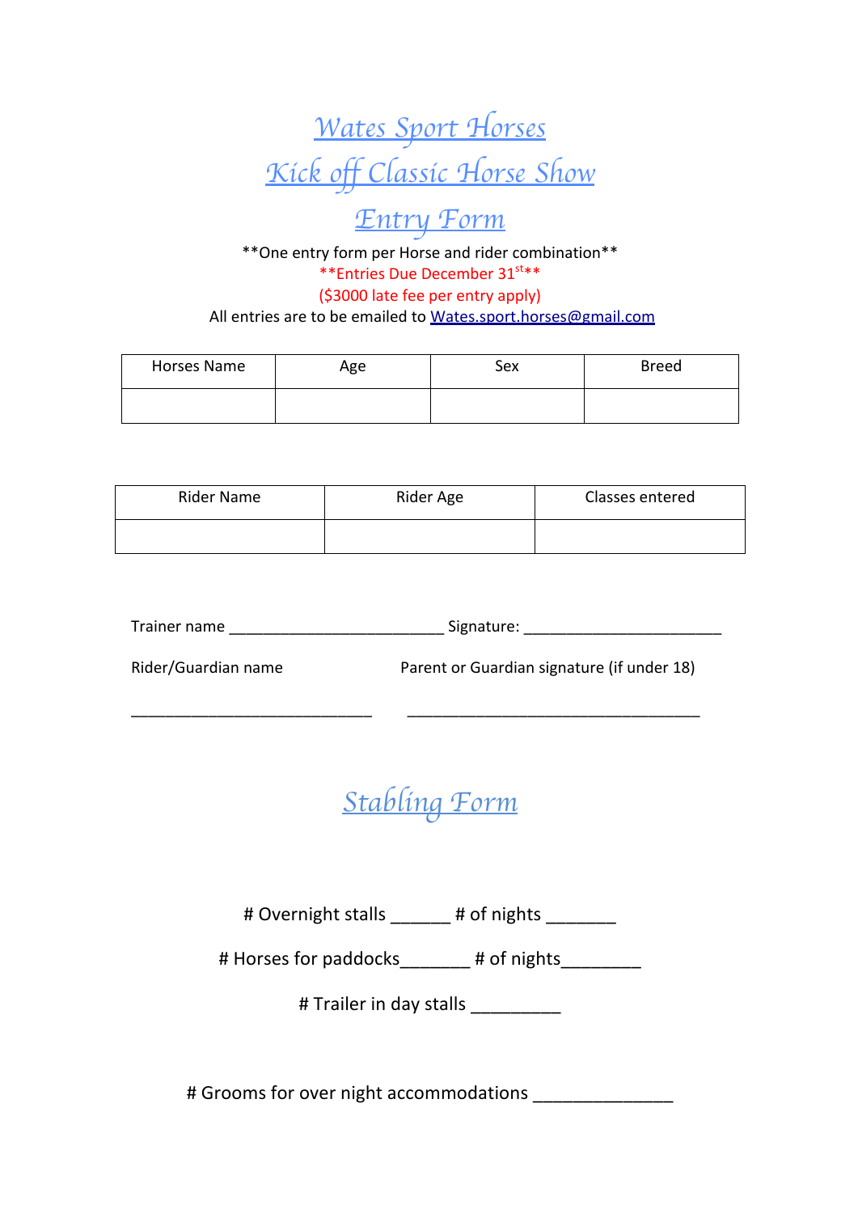# Wates Sport Horses

# Kick off Classic Horse Show

# Entry Form

**One entry form per Horse and rider combination**

**Entries Due December 31st**

($3000 late fee per entry apply)

All entries are to be emailed to Wates.sport.horses@gmail.com

| Horses Name | Age | Sex | Breed |
|---|---|---|---|
| | | | |

| Rider Name | Rider Age | Classes entered |
|---|---|---|
| | | |

Trainer name _________________________ Signature: _______________________

Rider/Guardian name

____________________________

Parent or Guardian signature (if under 18)

__________________________________

## Stabling Form

# Overnight stalls ______ # of nights _______

# Horses for paddocks_______ # of nights________

# Trailer in day stalls _________

# Grooms for over night accommodations ______________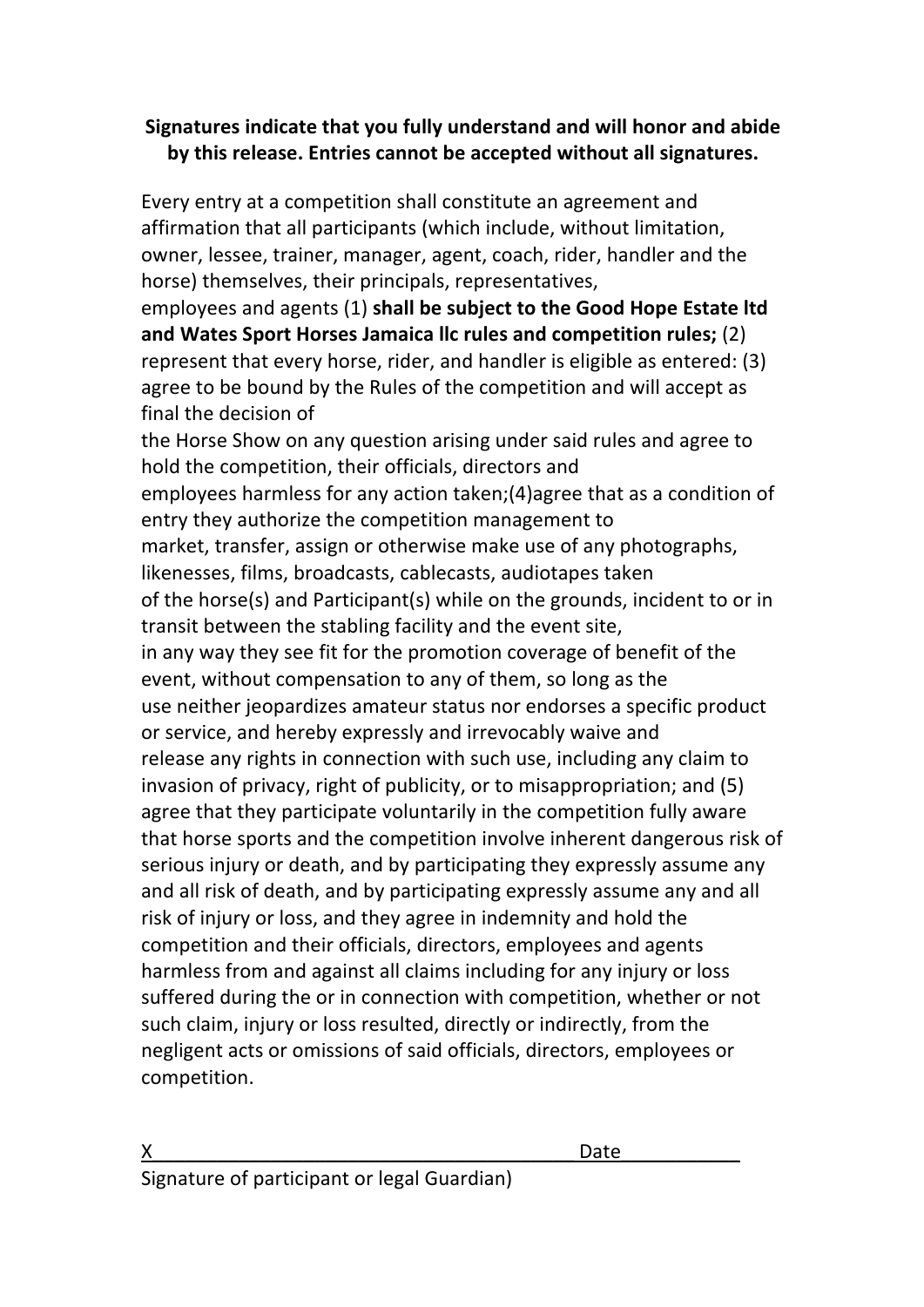**Signatures indicate that you fully understand and will honor and abide by this release. Entries cannot be accepted without all signatures.**

Every entry at a competition shall constitute an agreement and affirmation that all participants (which include, without limitation, owner, lessee, trainer, manager, agent, coach, rider, handler and the horse) themselves, their principals, representatives, employees and agents (1) **shall be subject to the Good Hope Estate ltd and Wates Sport Horses Jamaica llc rules and competition rules;** (2) represent that every horse, rider, and handler is eligible as entered: (3) agree to be bound by the Rules of the competition and will accept as final the decision of the Horse Show on any question arising under said rules and agree to hold the competition, their officials, directors and employees harmless for any action taken;(4)agree that as a condition of entry they authorize the competition management to market, transfer, assign or otherwise make use of any photographs, likenesses, films, broadcasts, cablecasts, audiotapes taken of the horse(s) and Participant(s) while on the grounds, incident to or in transit between the stabling facility and the event site, in any way they see fit for the promotion coverage of benefit of the event, without compensation to any of them, so long as the use neither jeopardizes amateur status nor endorses a specific product or service, and hereby expressly and irrevocably waive and release any rights in connection with such use, including any claim to invasion of privacy, right of publicity, or to misappropriation; and (5) agree that they participate voluntarily in the competition fully aware that horse sports and the competition involve inherent dangerous risk of serious injury or death, and by participating they expressly assume any and all risk of death, and by participating expressly assume any and all risk of injury or loss, and they agree in indemnity and hold the competition and their officials, directors, employees and agents harmless from and against all claims including for any injury or loss suffered during the or in connection with competition, whether or not such claim, injury or loss resulted, directly or indirectly, from the negligent acts or omissions of said officials, directors, employees or competition.

X\_\_\_\_\_\_\_\_\_\_\_\_\_\_\_\_\_\_\_\_\_\_\_\_\_\_\_\_\_\_\_\_\_\_\_\_\_\_\_\_ Date\_\_\_\_\_\_\_\_\_\_\_

Signature of participant or legal Guardian)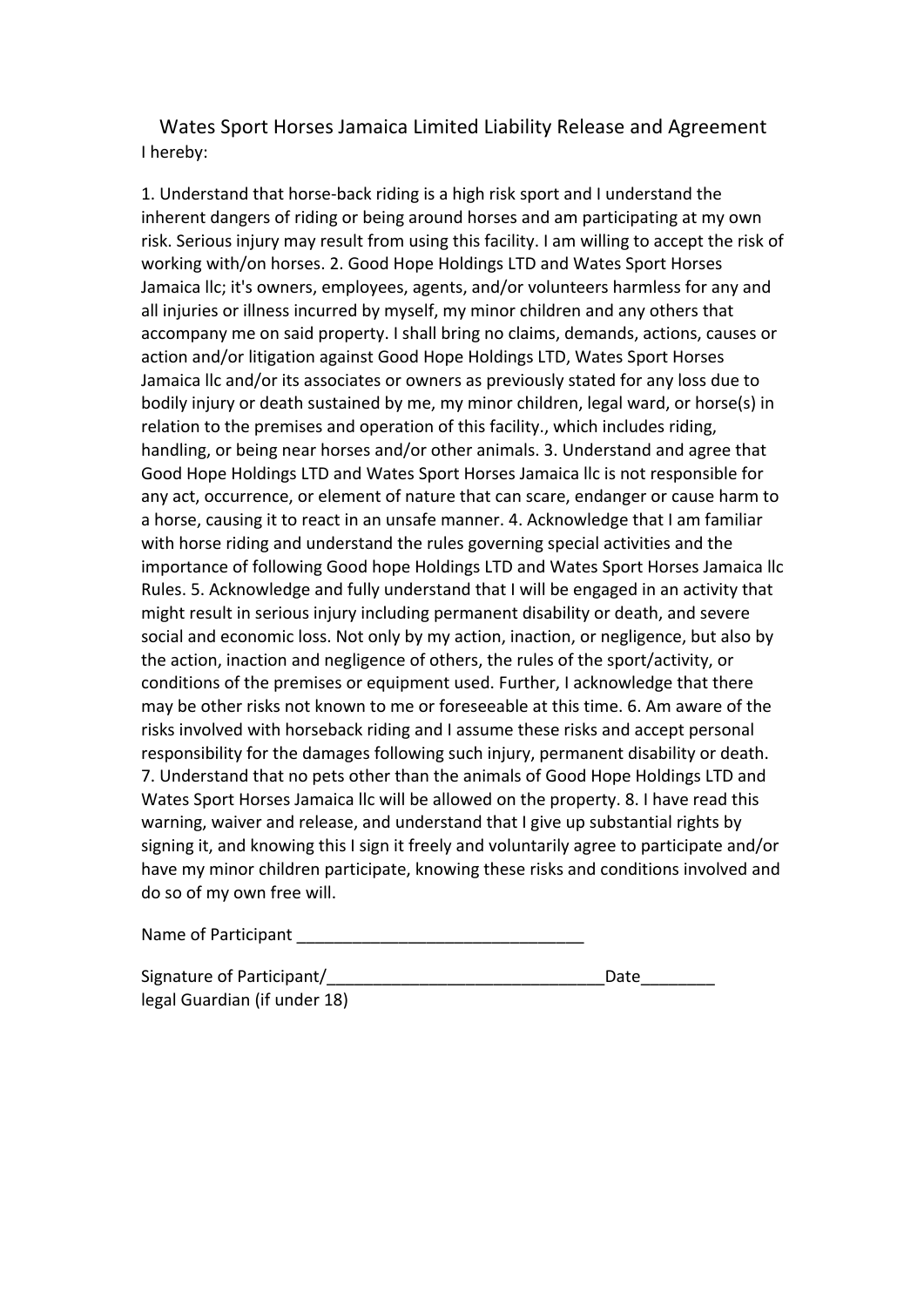# Wates Sport Horses Jamaica Limited Liability Release and Agreement

I hereby:

1. Understand that horse-back riding is a high risk sport and I understand the inherent dangers of riding or being around horses and am participating at my own risk. Serious injury may result from using this facility. I am willing to accept the risk of working with/on horses. 2. Good Hope Holdings LTD and Wates Sport Horses Jamaica llc; it's owners, employees, agents, and/or volunteers harmless for any and all injuries or illness incurred by myself, my minor children and any others that accompany me on said property. I shall bring no claims, demands, actions, causes or action and/or litigation against Good Hope Holdings LTD, Wates Sport Horses Jamaica llc and/or its associates or owners as previously stated for any loss due to bodily injury or death sustained by me, my minor children, legal ward, or horse(s) in relation to the premises and operation of this facility., which includes riding, handling, or being near horses and/or other animals. 3. Understand and agree that Good Hope Holdings LTD and Wates Sport Horses Jamaica llc is not responsible for any act, occurrence, or element of nature that can scare, endanger or cause harm to a horse, causing it to react in an unsafe manner. 4. Acknowledge that I am familiar with horse riding and understand the rules governing special activities and the importance of following Good hope Holdings LTD and Wates Sport Horses Jamaica llc Rules. 5. Acknowledge and fully understand that I will be engaged in an activity that might result in serious injury including permanent disability or death, and severe social and economic loss. Not only by my action, inaction, or negligence, but also by the action, inaction and negligence of others, the rules of the sport/activity, or conditions of the premises or equipment used. Further, I acknowledge that there may be other risks not known to me or foreseeable at this time. 6. Am aware of the risks involved with horseback riding and I assume these risks and accept personal responsibility for the damages following such injury, permanent disability or death. 7. Understand that no pets other than the animals of Good Hope Holdings LTD and Wates Sport Horses Jamaica llc will be allowed on the property. 8. I have read this warning, waiver and release, and understand that I give up substantial rights by signing it, and knowing this I sign it freely and voluntarily agree to participate and/or have my minor children participate, knowing these risks and conditions involved and do so of my own free will.

Name of Participant _______________________________

Signature of Participant/______________________________Date________
legal Guardian (if under 18)